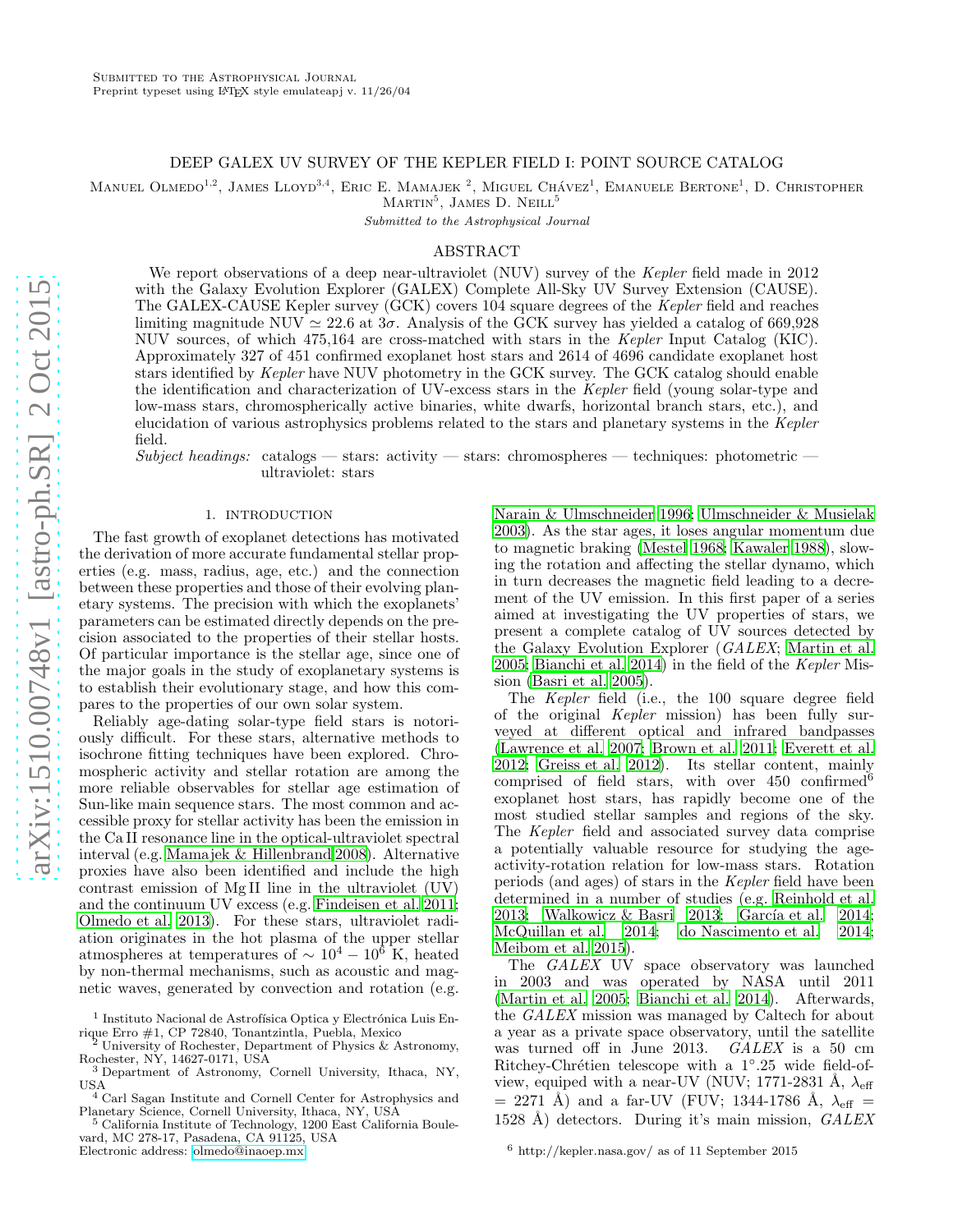Submitted to the Astrophysical Journal
Preprint typeset using LaTeX style emulateapj v. 11/26/04

# DEEP GALEX UV SURVEY OF THE KEPLER FIELD I: POINT SOURCE CATALOG

Manuel Olmedo[1,2], James Lloyd[3,4], Eric E. Mamajek [2], Miguel Chávez[1], Emanuele Bertone[1], D. Christopher Martin[5], James D. Neill[5]

*Submitted to the Astrophysical Journal*

## ABSTRACT

We report observations of a deep near-ultraviolet (NUV) survey of the *Kepler* field made in 2012 with the Galaxy Evolution Explorer (GALEX) Complete All-Sky UV Survey Extension (CAUSE). The GALEX-CAUSE Kepler survey (GCK) covers 104 square degrees of the *Kepler* field and reaches limiting magnitude NUV $\simeq$ 22.6 at $3\sigma$. Analysis of the GCK survey has yielded a catalog of 669,928 NUV sources, of which 475,164 are cross-matched with stars in the *Kepler* Input Catalog (KIC). Approximately 327 of 451 confirmed exoplanet host stars and 2614 of 4696 candidate exoplanet host stars identified by *Kepler* have NUV photometry in the GCK survey. The GCK catalog should enable the identification and characterization of UV-excess stars in the *Kepler* field (young solar-type and low-mass stars, chromospherically active binaries, white dwarfs, horizontal branch stars, etc.), and elucidation of various astrophysics problems related to the stars and planetary systems in the *Kepler* field.

*Subject headings:* catalogs — stars: activity — stars: chromospheres — techniques: photometric — ultraviolet: stars

## 1. INTRODUCTION

The fast growth of exoplanet detections has motivated the derivation of more accurate fundamental stellar properties (e.g. mass, radius, age, etc.) and the connection between these properties and those of their evolving planetary systems. The precision with which the exoplanets' parameters can be estimated directly depends on the precision associated to the properties of their stellar hosts. Of particular importance is the stellar age, since one of the major goals in the study of exoplanetary systems is to establish their evolutionary stage, and how this compares to the properties of our own solar system.

Reliably age-dating solar-type field stars is notoriously difficult. For these stars, alternative methods to isochrone fitting techniques have been explored. Chromospheric activity and stellar rotation are among the more reliable observables for stellar age estimation of Sun-like main sequence stars. The most common and accessible proxy for stellar activity has been the emission in the Ca II resonance line in the optical-ultraviolet spectral interval (e.g. Mamajek & Hillenbrand 2008). Alternative proxies have also been identified and include the high contrast emission of Mg II line in the ultraviolet (UV) and the continuum UV excess (e.g. Findeisen et al. 2011; Olmedo et al. 2013). For these stars, ultraviolet radiation originates in the hot plasma of the upper stellar atmospheres at temperatures of $\sim 10^4 - 10^6$ K, heated by non-thermal mechanisms, such as acoustic and magnetic waves, generated by convection and rotation (e.g. Narain & Ulmschneider 1996; Ulmschneider & Musielak 2003). As the star ages, it loses angular momentum due to magnetic braking (Mestel 1968; Kawaler 1988), slowing the rotation and affecting the stellar dynamo, which in turn decreases the magnetic field leading to a decrement of the UV emission. In this first paper of a series aimed at investigating the UV properties of stars, we present a complete catalog of UV sources detected by the Galaxy Evolution Explorer (*GALEX*; Martin et al. 2005; Bianchi et al. 2014) in the field of the *Kepler* Mission (Basri et al. 2005).

The *Kepler* field (i.e., the 100 square degree field of the original *Kepler* mission) has been fully surveyed at different optical and infrared bandpasses (Lawrence et al. 2007; Brown et al. 2011; Everett et al. 2012; Greiss et al. 2012). Its stellar content, mainly comprised of field stars, with over 450 confirmed[6] exoplanet host stars, has rapidly become one of the most studied stellar samples and regions of the sky. The *Kepler* field and associated survey data comprise a potentially valuable resource for studying the age-activity-rotation relation for low-mass stars. Rotation periods (and ages) of stars in the *Kepler* field have been determined in a number of studies (e.g. Reinhold et al. 2013; Walkowicz & Basri 2013; García et al. 2014; McQuillan et al. 2014; do Nascimento et al. 2014; Meibom et al. 2015).

The *GALEX* UV space observatory was launched in 2003 and was operated by NASA until 2011 (Martin et al. 2005; Bianchi et al. 2014). Afterwards, the *GALEX* mission was managed by Caltech for about a year as a private space observatory, until the satellite was turned off in June 2013. *GALEX* is a 50 cm Ritchey-Chrétien telescope with a 1°.25 wide field-of-view, equiped with a near-UV (NUV; 1771-2831 Å, $\lambda_{\rm eff}$ = 2271 Å) and a far-UV (FUV; 1344-1786 Å, $\lambda_{\rm eff}$ = 1528 Å) detectors. During it's main mission, *GALEX*

[1] Instituto Nacional de Astrofísica Optica y Electrónica Luis Enrique Erro #1, CP 72840, Tonantzintla, Puebla, Mexico
[2] University of Rochester, Department of Physics & Astronomy, Rochester, NY, 14627-0171, USA
[3] Department of Astronomy, Cornell University, Ithaca, NY, USA
[4] Carl Sagan Institute and Cornell Center for Astrophysics and Planetary Science, Cornell University, Ithaca, NY, USA
[5] California Institute of Technology, 1200 East California Boulevard, MC 278-17, Pasadena, CA 91125, USA
Electronic address: olmedo@inaoep.mx

[6] http://kepler.nasa.gov/ as of 11 September 2015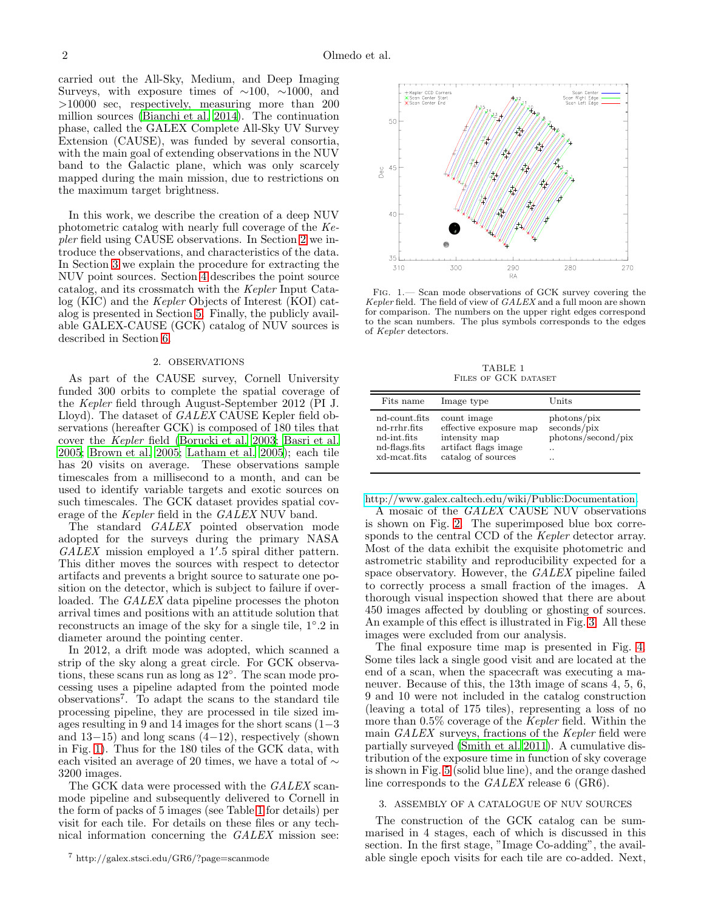carried out the All-Sky, Medium, and Deep Imaging Surveys, with exposure times of ∼100, ∼1000, and >10000 sec, respectively, measuring more than 200 million sources (Bianchi et al. 2014). The continuation phase, called the GALEX Complete All-Sky UV Survey Extension (CAUSE), was funded by several consortia, with the main goal of extending observations in the NUV band to the Galactic plane, which was only scarcely mapped during the main mission, due to restrictions on the maximum target brightness.

In this work, we describe the creation of a deep NUV photometric catalog with nearly full coverage of the *Kepler* field using CAUSE observations. In Section 2 we introduce the observations, and characteristics of the data. In Section 3 we explain the procedure for extracting the NUV point sources. Section 4 describes the point source catalog, and its crossmatch with the *Kepler* Input Catalog (KIC) and the *Kepler* Objects of Interest (KOI) catalog is presented in Section 5. Finally, the publicly available GALEX-CAUSE (GCK) catalog of NUV sources is described in Section 6.

## 2. OBSERVATIONS

As part of the CAUSE survey, Cornell University funded 300 orbits to complete the spatial coverage of the *Kepler* field through August-September 2012 (PI J. Lloyd). The dataset of *GALEX* CAUSE Kepler field observations (hereafter GCK) is composed of 180 tiles that cover the *Kepler* field (Borucki et al. 2003; Basri et al. 2005; Brown et al. 2005; Latham et al. 2005); each tile has 20 visits on average. These observations sample timescales from a millisecond to a month, and can be used to identify variable targets and exotic sources on such timescales. The GCK dataset provides spatial coverage of the *Kepler* field in the *GALEX* NUV band.

The standard *GALEX* pointed observation mode adopted for the surveys during the primary NASA *GALEX* mission employed a 1′.5 spiral dither pattern. This dither moves the sources with respect to detector artifacts and prevents a bright source to saturate one position on the detector, which is subject to failure if overloaded. The *GALEX* data pipeline processes the photon arrival times and positions with an attitude solution that reconstructs an image of the sky for a single tile, 1°.2 in diameter around the pointing center.

In 2012, a drift mode was adopted, which scanned a strip of the sky along a great circle. For GCK observations, these scans run as long as 12°. The scan mode processing uses a pipeline adapted from the pointed mode observations[7]. To adapt the scans to the standard tile processing pipeline, they are processed in tile sized images resulting in 9 and 14 images for the short scans (1−3 and 13−15) and long scans (4−12), respectively (shown in Fig. 1). Thus for the 180 tiles of the GCK data, with each visited an average of 20 times, we have a total of ∼ 3200 images.

The GCK data were processed with the *GALEX* scan-mode pipeline and subsequently delivered to Cornell in the form of packs of 5 images (see Table 1 for details) per visit for each tile. For details on these files or any technical information concerning the *GALEX* mission see: http://www.galex.caltech.edu/wiki/Public:Documentation.

[7] http://galex.stsci.edu/GR6/?page=scanmode

Fig. 1.— Scan mode observations of GCK survey covering the *Kepler* field. The field of view of *GALEX* and a full moon are shown for comparison. The numbers on the upper right edges correspond to the scan numbers. The plus symbols corresponds to the edges of *Kepler* detectors.

TABLE 1
Files of GCK dataset

| Fits name | Image type | Units |
|---|---|---|
| nd-count.fits | count image | photons/pix |
| nd-rrhr.fits | effective exposure map | seconds/pix |
| nd-int.fits | intensity map | photons/second/pix |
| nd-flags.fits | artifact flags image | .. |
| xd-mcat.fits | catalog of sources | .. |

A mosaic of the *GALEX* CAUSE NUV observations is shown on Fig. 2. The superimposed blue box corresponds to the central CCD of the *Kepler* detector array. Most of the data exhibit the exquisite photometric and astrometric stability and reproducibility expected for a space observatory. However, the *GALEX* pipeline failed to correctly process a small fraction of the images. A thorough visual inspection showed that there are about 450 images affected by doubling or ghosting of sources. An example of this effect is illustrated in Fig. 3. All these images were excluded from our analysis.

The final exposure time map is presented in Fig. 4. Some tiles lack a single good visit and are located at the end of a scan, when the spacecraft was executing a maneuver. Because of this, the 13th image of scans 4, 5, 6, 9 and 10 were not included in the catalog construction (leaving a total of 175 tiles), representing a loss of no more than 0.5% coverage of the *Kepler* field. Within the main *GALEX* surveys, fractions of the *Kepler* field were partially surveyed (Smith et al. 2011). A cumulative distribution of the exposure time in function of sky coverage is shown in Fig. 5 (solid blue line), and the orange dashed line corresponds to the *GALEX* release 6 (GR6).

## 3. ASSEMBLY OF A CATALOGUE OF NUV SOURCES

The construction of the GCK catalog can be summarised in 4 stages, each of which is discussed in this section. In the first stage, "Image Co-adding", the available single epoch visits for each tile are co-added. Next,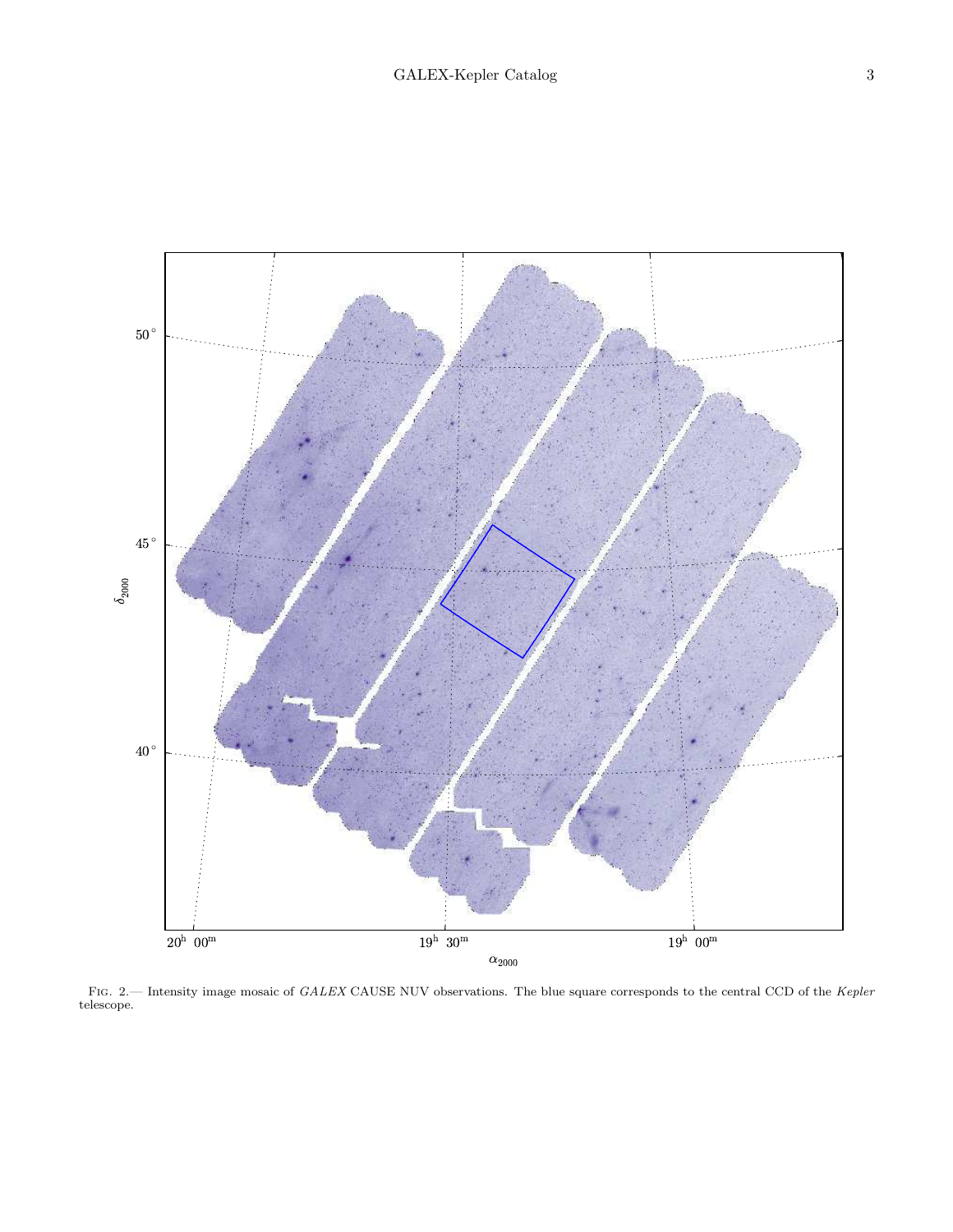FIG. 2.— Intensity image mosaic of *GALEX* CAUSE NUV observations. The blue square corresponds to the central CCD of the *Kepler* telescope.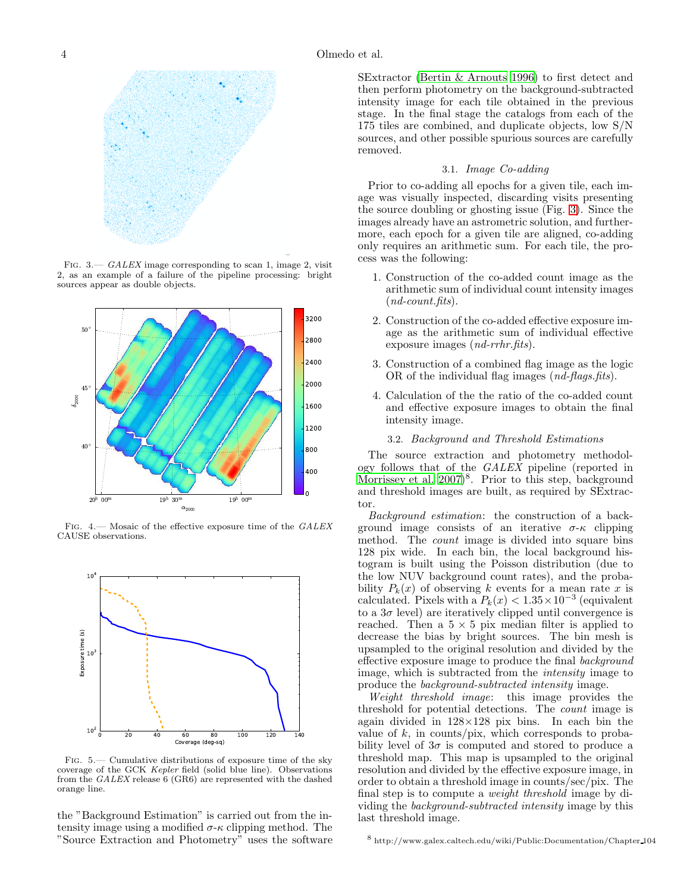Fig. 3.— *GALEX* image corresponding to scan 1, image 2, visit 2, as an example of a failure of the pipeline processing: bright sources appear as double objects.

Fig. 4.— Mosaic of the effective exposure time of the *GALEX* CAUSE observations.

Fig. 5.— Cumulative distributions of exposure time of the sky coverage of the GCK *Kepler* field (solid blue line). Observations from the *GALEX* release 6 (GR6) are represented with the dashed orange line.

the "Background Estimation" is carried out from the intensity image using a modified $\sigma$-$\kappa$ clipping method. The "Source Extraction and Photometry" uses the software SExtractor (Bertin & Arnouts 1996) to first detect and then perform photometry on the background-subtracted intensity image for each tile obtained in the previous stage. In the final stage the catalogs from each of the 175 tiles are combined, and duplicate objects, low S/N sources, and other possible spurious sources are carefully removed.

### 3.1. *Image Co-adding*

Prior to co-adding all epochs for a given tile, each image was visually inspected, discarding visits presenting the source doubling or ghosting issue (Fig. 3). Since the images already have an astrometric solution, and furthermore, each epoch for a given tile are aligned, co-adding only requires an arithmetic sum. For each tile, the process was the following:

1. Construction of the co-added count image as the arithmetic sum of individual count intensity images (*nd-count.fits*).
2. Construction of the co-added effective exposure image as the arithmetic sum of individual effective exposure images (*nd-rrhr.fits*).
3. Construction of a combined flag image as the logic OR of the individual flag images (*nd-flags.fits*).
4. Calculation of the the ratio of the co-added count and effective exposure images to obtain the final intensity image.

### 3.2. *Background and Threshold Estimations*

The source extraction and photometry methodology follows that of the *GALEX* pipeline (reported in Morrissey et al. 2007)[8]. Prior to this step, background and threshold images are built, as required by SExtractor.

*Background estimation*: the construction of a background image consists of an iterative $\sigma$-$\kappa$ clipping method. The *count* image is divided into square bins 128 pix wide. In each bin, the local background histogram is built using the Poisson distribution (due to the low NUV background count rates), and the probability $P_k(x)$ of observing $k$ events for a mean rate $x$ is calculated. Pixels with a $P_k(x) < 1.35 \times 10^{-3}$ (equivalent to a $3\sigma$ level) are iteratively clipped until convergence is reached. Then a $5 \times 5$ pix median filter is applied to decrease the bias by bright sources. The bin mesh is upsampled to the original resolution and divided by the effective exposure image to produce the final *background* image, which is subtracted from the *intensity* image to produce the *background-subtracted intensity* image.

*Weight threshold image*: this image provides the threshold for potential detections. The *count* image is again divided in $128 \times 128$ pix bins. In each bin the value of $k$, in counts/pix, which corresponds to probability level of $3\sigma$ is computed and stored to produce a threshold map. This map is upsampled to the original resolution and divided by the effective exposure image, in order to obtain a threshold image in counts/sec/pix. The final step is to compute a *weight threshold* image by dividing the *background-subtracted intensity* image by this last threshold image.

[8] http://www.galex.caltech.edu/wiki/Public:Documentation/Chapter_104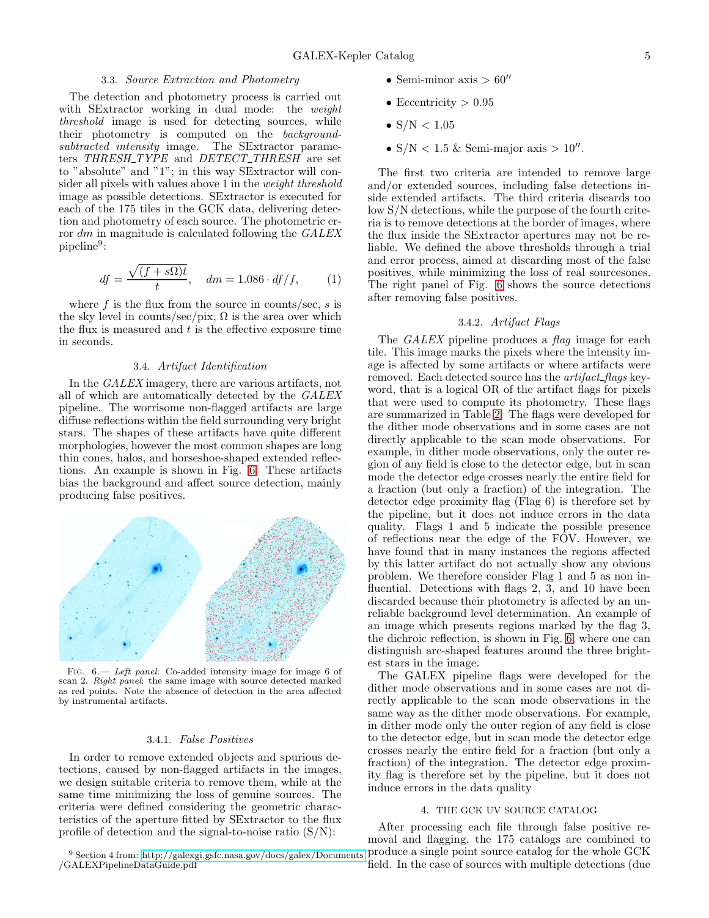### 3.3. *Source Extraction and Photometry*

The detection and photometry process is carried out with SExtractor working in dual mode: the *weight threshold* image is used for detecting sources, while their photometry is computed on the *background-subtracted intensity* image. The SExtractor parameters *THRESH_TYPE* and *DETECT_THRESH* are set to "absolute" and "1"; in this way SExtractor will consider all pixels with values above 1 in the *weight threshold* image as possible detections. SExtractor is executed for each of the 175 tiles in the GCK data, delivering detection and photometry of each source. The photometric error $dm$ in magnitude is calculated following the *GALEX* pipeline[9]:

$$df = \frac{\sqrt{(f + s\Omega)t}}{t}, \quad dm = 1.086 \cdot df/f, \qquad (1)$$

where $f$ is the flux from the source in counts/sec, $s$ is the sky level in counts/sec/pix, $\Omega$ is the area over which the flux is measured and $t$ is the effective exposure time in seconds.

### 3.4. *Artifact Identification*

In the *GALEX* imagery, there are various artifacts, not all of which are automatically detected by the *GALEX* pipeline. The worrisome non-flagged artifacts are large diffuse reflections within the field surrounding very bright stars. The shapes of these artifacts have quite different morphologies, however the most common shapes are long thin cones, halos, and horseshoe-shaped extended reflections. An example is shown in Fig. 6. These artifacts bias the background and affect source detection, mainly producing false positives.

Fig. 6.— *Left panel*: Co-added intensity image for image 6 of scan 2. *Right panel*: the same image with source detected marked as red points. Note the absence of detection in the area affected by instrumental artifacts.

#### 3.4.1. *False Positives*

In order to remove extended objects and spurious detections, caused by non-flagged artifacts in the images, we design suitable criteria to remove them, while at the same time minimizing the loss of genuine sources. The criteria were defined considering the geometric characteristics of the aperture fitted by SExtractor to the flux profile of detection and the signal-to-noise ratio (S/N):

- Semi-minor axis $> 60''$
- Eccentricity $> 0.95$
- S/N $< 1.05$
- S/N $< 1.5$ & Semi-major axis $> 10''$.

The first two criteria are intended to remove large and/or extended sources, including false detections inside extended artifacts. The third criteria discards too low S/N detections, while the purpose of the fourth criteria is to remove detections at the border of images, where the flux inside the SExtractor apertures may not be reliable. We defined the above thresholds through a trial and error process, aimed at discarding most of the false positives, while minimizing the loss of real sourcesones. The right panel of Fig. 6 shows the source detections after removing false positives.

#### 3.4.2. *Artifact Flags*

The *GALEX* pipeline produces a *flag* image for each tile. This image marks the pixels where the intensity image is affected by some artifacts or where artifacts were removed. Each detected source has the *artifact_flags* keyword, that is a logical OR of the artifact flags for pixels that were used to compute its photometry. These flags are summarized in Table 2. The flags were developed for the dither mode observations and in some cases are not directly applicable to the scan mode observations. For example, in dither mode observations, only the outer region of any field is close to the detector edge, but in scan mode the detector edge crosses nearly the entire field for a fraction (but only a fraction) of the integration. The detector edge proximity flag (Flag 6) is therefore set by the pipeline, but it does not induce errors in the data quality. Flags 1 and 5 indicate the possible presence of reflections near the edge of the FOV. However, we have found that in many instances the regions affected by this latter artifact do not actually show any obvious problem. We therefore consider Flag 1 and 5 as non influential. Detections with flags 2, 3, and 10 have been discarded because their photometry is affected by an unreliable background level determination. An example of an image which presents regions marked by the flag 3, the dichroic reflection, is shown in Fig. 6, where one can distinguish arc-shaped features around the three brightest stars in the image.

The GALEX pipeline flags were developed for the dither mode observations and in some cases are not directly applicable to the scan mode observations in the same way as the dither mode observations. For example, in dither mode only the outer region of any field is close to the detector edge, but in scan mode the detector edge crosses nearly the entire field for a fraction (but only a fraction) of the integration. The detector edge proximity flag is therefore set by the pipeline, but it does not induce errors in the data quality

## 4. THE GCK UV SOURCE CATALOG

After processing each file through false positive removal and flagging, the 175 catalogs are combined to produce a single point source catalog for the whole GCK field. In the case of sources with multiple detections (due

[9] Section 4 from: http://galexgi.gsfc.nasa.gov/docs/galex/Documents/GALEXPipelineDataGuide.pdf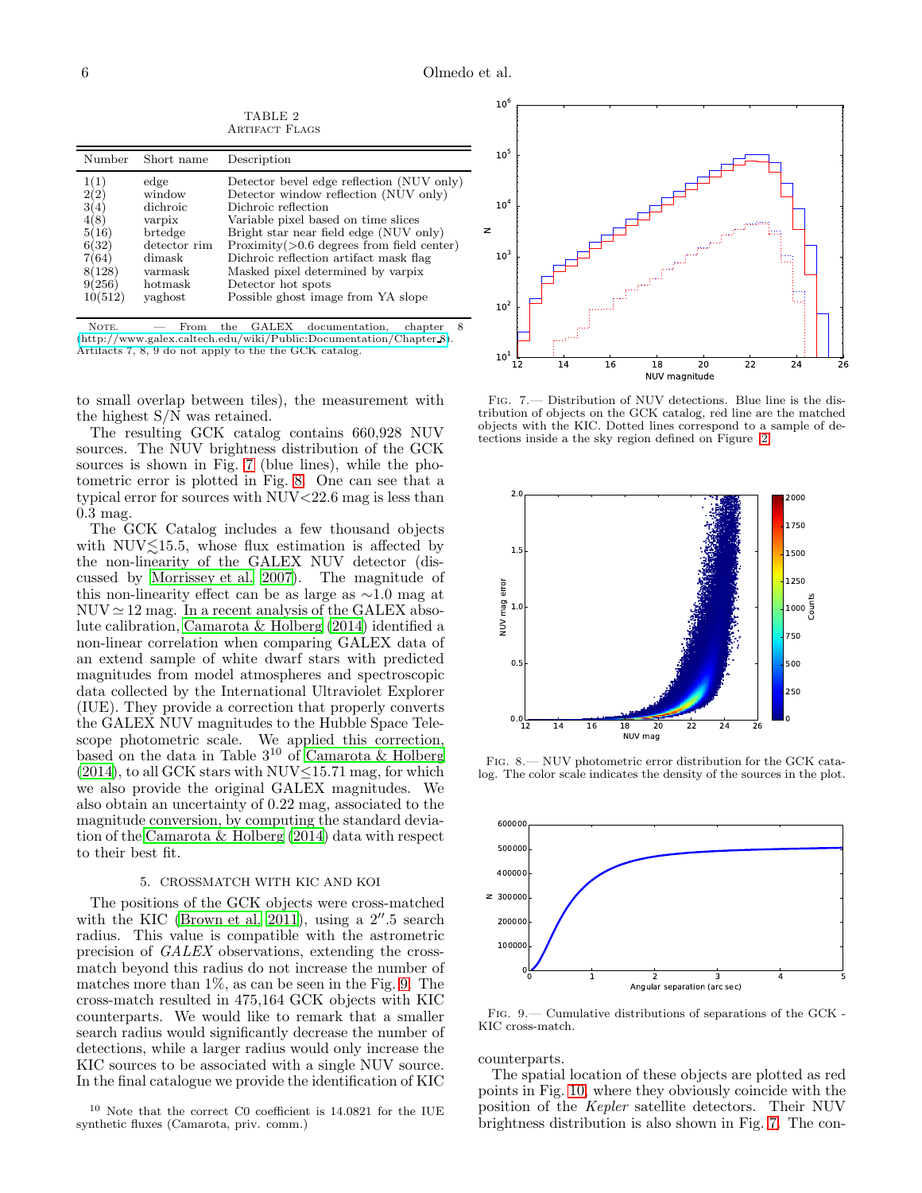TABLE 2
ARTIFACT FLAGS

| Number | Short name | Description |
|---|---|---|
| 1(1) | edge | Detector bevel edge reflection (NUV only) |
| 2(2) | window | Detector window reflection (NUV only) |
| 3(4) | dichroic | Dichroic reflection |
| 4(8) | varpix | Variable pixel based on time slices |
| 5(16) | brtedge | Bright star near field edge (NUV only) |
| 6(32) | detector rim | Proximity(>0.6 degrees from field center) |
| 7(64) | dimask | Dichroic reflection artifact mask flag |
| 8(128) | varmask | Masked pixel determined by varpix |
| 9(256) | hotmask | Detector hot spots |
| 10(512) | yaghost | Possible ghost image from YA slope |

NOTE. — From the GALEX documentation, chapter 8 (http://www.galex.caltech.edu/wiki/Public:Documentation/Chapter_8). Artifacts 7, 8, 9 do not apply to the the GCK catalog.

to small overlap between tiles), the measurement with the highest S/N was retained.

The resulting GCK catalog contains 660,928 NUV sources. The NUV brightness distribution of the GCK sources is shown in Fig. 7 (blue lines), while the photometric error is plotted in Fig. 8. One can see that a typical error for sources with NUV<22.6 mag is less than 0.3 mag.

The GCK Catalog includes a few thousand objects with NUV$\lesssim$15.5, whose flux estimation is affected by the non-linearity of the GALEX NUV detector (discussed by Morrissey et al. 2007). The magnitude of this non-linearity effect can be as large as $\sim$1.0 mag at NUV$\simeq$12 mag. In a recent analysis of the GALEX absolute calibration, Camarota & Holberg (2014) identified a non-linear correlation when comparing GALEX data of an extend sample of white dwarf stars with predicted magnitudes from model atmospheres and spectroscopic data collected by the International Ultraviolet Explorer (IUE). They provide a correction that properly converts the GALEX NUV magnitudes to the Hubble Space Telescope photometric scale. We applied this correction, based on the data in Table 3[10] of Camarota & Holberg (2014), to all GCK stars with NUV$\leq$15.71 mag, for which we also provide the original GALEX magnitudes. We also obtain an uncertainty of 0.22 mag, associated to the magnitude conversion, by computing the standard deviation of the Camarota & Holberg (2014) data with respect to their best fit.

## 5. CROSSMATCH WITH KIC AND KOI

The positions of the GCK objects were cross-matched with the KIC (Brown et al. 2011), using a $2''.5$ search radius. This value is compatible with the astrometric precision of *GALEX* observations, extending the crossmatch beyond this radius do not increase the number of matches more than 1%, as can be seen in the Fig. 9. The cross-match resulted in 475,164 GCK objects with KIC counterparts. We would like to remark that a smaller search radius would significantly decrease the number of detections, while a larger radius would only increase the KIC sources to be associated with a single NUV source. In the final catalogue we provide the identification of KIC counterparts.

[10] Note that the correct C0 coefficient is 14.0821 for the IUE synthetic fluxes (Camarota, priv. comm.)

FIG. 7.— Distribution of NUV detections. Blue line is the distribution of objects on the GCK catalog, red line are the matched objects with the KIC. Dotted lines correspond to a sample of detections inside a the sky region defined on Figure 2

FIG. 8.— NUV photometric error distribution for the GCK catalog. The color scale indicates the density of the sources in the plot.

FIG. 9.— Cumulative distributions of separations of the GCK - KIC cross-match.

The spatial location of these objects are plotted as red points in Fig. 10, where they obviously coincide with the position of the *Kepler* satellite detectors. Their NUV brightness distribution is also shown in Fig. 7. The con-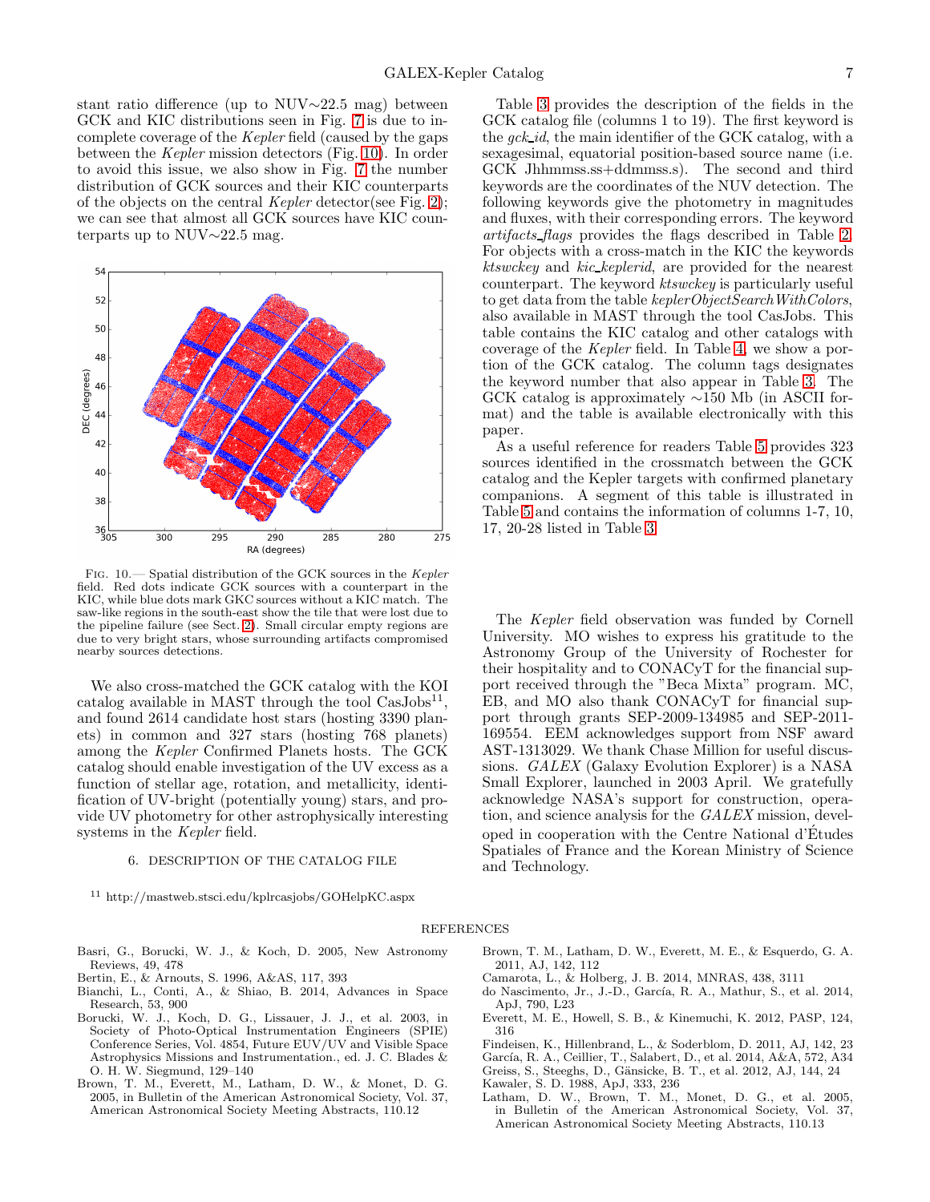stant ratio difference (up to NUV∼22.5 mag) between GCK and KIC distributions seen in Fig. 7 is due to incomplete coverage of the *Kepler* field (caused by the gaps between the *Kepler* mission detectors (Fig. 10). In order to avoid this issue, we also show in Fig. 7 the number distribution of GCK sources and their KIC counterparts of the objects on the central *Kepler* detector(see Fig. 2); we can see that almost all GCK sources have KIC counterparts up to NUV∼22.5 mag.

Fig. 10.— Spatial distribution of the GCK sources in the *Kepler* field. Red dots indicate GCK sources with a counterpart in the KIC, while blue dots mark GKC sources without a KIC match. The saw-like regions in the south-east show the tile that were lost due to the pipeline failure (see Sect. 2). Small circular empty regions are due to very bright stars, whose surrounding artifacts compromised nearby sources detections.

We also cross-matched the GCK catalog with the KOI catalog available in MAST through the tool CasJobs[11], and found 2614 candidate host stars (hosting 3390 planets) in common and 327 stars (hosting 768 planets) among the *Kepler* Confirmed Planets hosts. The GCK catalog should enable investigation of the UV excess as a function of stellar age, rotation, and metallicity, identification of UV-bright (potentially young) stars, and provide UV photometry for other astrophysically interesting systems in the *Kepler* field.

## 6. DESCRIPTION OF THE CATALOG FILE

Table 3 provides the description of the fields in the GCK catalog file (columns 1 to 19). The first keyword is the *gck_id*, the main identifier of the GCK catalog, with a sexagesimal, equatorial position-based source name (i.e. GCK Jhhmmss.ss+ddmmss.s). The second and third keywords are the coordinates of the NUV detection. The following keywords give the photometry in magnitudes and fluxes, with their corresponding errors. The keyword *artifacts_flags* provides the flags described in Table 2. For objects with a cross-match in the KIC the keywords *ktswckey* and *kic_keplerid*, are provided for the nearest counterpart. The keyword *ktswckey* is particularly useful to get data from the table *keplerObjectSearchWithColors*, also available in MAST through the tool CasJobs. This table contains the KIC catalog and other catalogs with coverage of the *Kepler* field. In Table 4, we show a portion of the GCK catalog. The column tags designates the keyword number that also appear in Table 3. The GCK catalog is approximately ∼150 Mb (in ASCII format) and the table is available electronically with this paper.

As a useful reference for readers Table 5 provides 323 sources identified in the crossmatch between the GCK catalog and the Kepler targets with confirmed planetary companions. A segment of this table is illustrated in Table 5 and contains the information of columns 1-7, 10, 17, 20-28 listed in Table 3.

The *Kepler* field observation was funded by Cornell University. MO wishes to express his gratitude to the Astronomy Group of the University of Rochester for their hospitality and to CONACyT for the financial support received through the "Beca Mixta" program. MC, EB, and MO also thank CONACyT for financial support through grants SEP-2009-134985 and SEP-2011-169554. EEM acknowledges support from NSF award AST-1313029. We thank Chase Million for useful discussions. *GALEX* (Galaxy Evolution Explorer) is a NASA Small Explorer, launched in 2003 April. We gratefully acknowledge NASA's support for construction, operation, and science analysis for the *GALEX* mission, developed in cooperation with the Centre National d'Études Spatiales of France and the Korean Ministry of Science and Technology.

[11] http://mastweb.stsci.edu/kplrcasjobs/GOHelpKC.aspx

## REFERENCES

Basri, G., Borucki, W. J., & Koch, D. 2005, New Astronomy Reviews, 49, 478

Bertin, E., & Arnouts, S. 1996, A&AS, 117, 393

Bianchi, L., Conti, A., & Shiao, B. 2014, Advances in Space Research, 53, 900

Borucki, W. J., Koch, D. G., Lissauer, J. J., et al. 2003, in Society of Photo-Optical Instrumentation Engineers (SPIE) Conference Series, Vol. 4854, Future EUV/UV and Visible Space Astrophysics Missions and Instrumentation., ed. J. C. Blades & O. H. W. Siegmund, 129–140

Brown, T. M., Everett, M., Latham, D. W., & Monet, D. G. 2005, in Bulletin of the American Astronomical Society, Vol. 37, American Astronomical Society Meeting Abstracts, 110.12

Brown, T. M., Latham, D. W., Everett, M. E., & Esquerdo, G. A. 2011, AJ, 142, 112

Camarota, L., & Holberg, J. B. 2014, MNRAS, 438, 3111

do Nascimento, Jr., J.-D., García, R. A., Mathur, S., et al. 2014, ApJ, 790, L23

Everett, M. E., Howell, S. B., & Kinemuchi, K. 2012, PASP, 124, 316

Findeisen, K., Hillenbrand, L., & Soderblom, D. 2011, AJ, 142, 23

García, R. A., Ceillier, T., Salabert, D., et al. 2014, A&A, 572, A34

Greiss, S., Steeghs, D., Gänsicke, B. T., et al. 2012, AJ, 144, 24

Kawaler, S. D. 1988, ApJ, 333, 236

Latham, D. W., Brown, T. M., Monet, D. G., et al. 2005, in Bulletin of the American Astronomical Society, Vol. 37, American Astronomical Society Meeting Abstracts, 110.13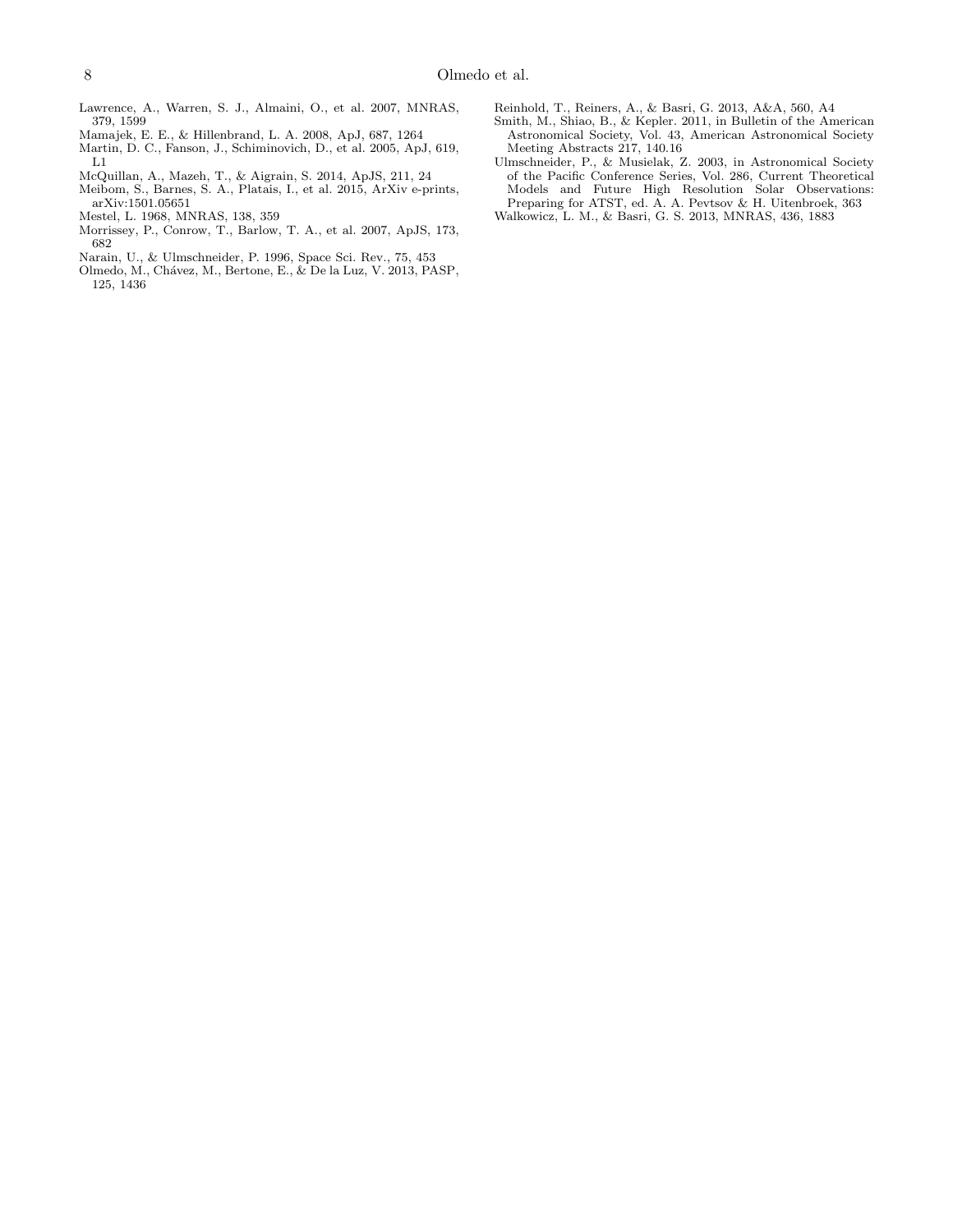Lawrence, A., Warren, S. J., Almaini, O., et al. 2007, MNRAS, 379, 1599

Mamajek, E. E., & Hillenbrand, L. A. 2008, ApJ, 687, 1264

Martin, D. C., Fanson, J., Schiminovich, D., et al. 2005, ApJ, 619, L1

McQuillan, A., Mazeh, T., & Aigrain, S. 2014, ApJS, 211, 24

Meibom, S., Barnes, S. A., Platais, I., et al. 2015, ArXiv e-prints, arXiv:1501.05651

Mestel, L. 1968, MNRAS, 138, 359

Morrissey, P., Conrow, T., Barlow, T. A., et al. 2007, ApJS, 173, 682

Narain, U., & Ulmschneider, P. 1996, Space Sci. Rev., 75, 453

Olmedo, M., Chávez, M., Bertone, E., & De la Luz, V. 2013, PASP, 125, 1436

Reinhold, T., Reiners, A., & Basri, G. 2013, A&A, 560, A4

Smith, M., Shiao, B., & Kepler. 2011, in Bulletin of the American Astronomical Society, Vol. 43, American Astronomical Society Meeting Abstracts 217, 140.16

Ulmschneider, P., & Musielak, Z. 2003, in Astronomical Society of the Pacific Conference Series, Vol. 286, Current Theoretical Models and Future High Resolution Solar Observations: Preparing for ATST, ed. A. A. Pevtsov & H. Uitenbroek, 363

Walkowicz, L. M., & Basri, G. S. 2013, MNRAS, 436, 1883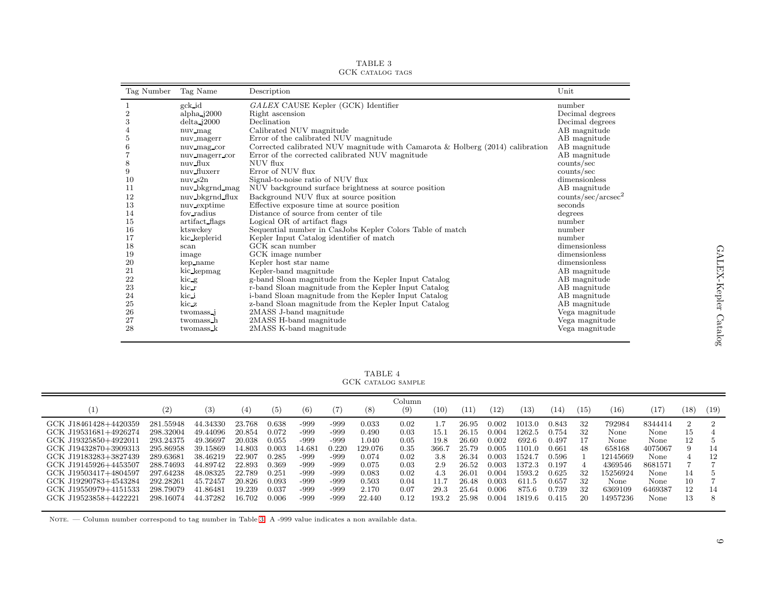TABLE 3
GCK CATALOG TAGS

| Tag Number | Tag Name | Description | Unit |
|---|---|---|---|
| 1 | gck_id | *GALEX* CAUSE Kepler (GCK) Identifier | number |
| 2 | alpha_j2000 | Right ascension | Decimal degrees |
| 3 | delta_j2000 | Declination | Decimal degrees |
| 4 | nuv_mag | Calibrated NUV magnitude | AB magnitude |
| 5 | nuv_magerr | Error of the calibrated NUV magnitude | AB magnitude |
| 6 | nuv_mag_cor | Corrected calibrated NUV magnitude with Camarota & Holberg (2014) calibration | AB magnitude |
| 7 | nuv_magerr_cor | Error of the corrected calibrated NUV magnitude | AB magnitude |
| 8 | nuv_flux | NUV flux | counts/sec |
| 9 | nuv_fluxerr | Error of NUV flux | counts/sec |
| 10 | nuv_s2n | Signal-to-noise ratio of NUV flux | dimensionless |
| 11 | nuv_bkgrnd_mag | NUV background surface brightness at source position | AB magnitude |
| 12 | nuv_bkgrnd_flux | Background NUV flux at source position | counts/sec/arcsec$^2$ |
| 13 | nuv_exptime | Effective exposure time at source position | seconds |
| 14 | fov_radius | Distance of source from center of tile | degrees |
| 15 | artifact_flags | Logical OR of artifact flags | number |
| 16 | ktswckey | Sequential number in CasJobs Kepler Colors Table of match | number |
| 17 | kic_keplerid | Kepler Input Catalog identifier of match | number |
| 18 | scan | GCK scan number | dimensionless |
| 19 | image | GCK image number | dimensionless |
| 20 | kep_name | Kepler host star name | dimensionless |
| 21 | kic_kepmag | Kepler-band magnitude | AB magnitude |
| 22 | kic_g | g-band Sloan magnitude from the Kepler Input Catalog | AB magnitude |
| 23 | kic_r | r-band Sloan magnitude from the Kepler Input Catalog | AB magnitude |
| 24 | kic_i | i-band Sloan magnitude from the Kepler Input Catalog | AB magnitude |
| 25 | kic_z | z-band Sloan magnitude from the Kepler Input Catalog | AB magnitude |
| 26 | twomass_j | 2MASS J-band magnitude | Vega magnitude |
| 27 | twomass_h | 2MASS H-band magnitude | Vega magnitude |
| 28 | twomass_k | 2MASS K-band magnitude | Vega magnitude |

TABLE 4
GCK CATALOG SAMPLE

| Column | | | | | | | | | | | | | | | | | | |
|---|---|---|---|---|---|---|---|---|---|---|---|---|---|---|---|---|---|---|
| (1) | (2) | (3) | (4) | (5) | (6) | (7) | (8) | (9) | (10) | (11) | (12) | (13) | (14) | (15) | (16) | (17) | (18) | (19) |
| GCK J18461428+4420359 | 281.55948 | 44.34330 | 23.768 | 0.638 | -999 | -999 | 0.033 | 0.02 | 1.7 | 26.95 | 0.002 | 1013.0 | 0.843 | 32 | 792984 | 8344414 | 2 | 2 |
| GCK J19531681+4926274 | 298.32004 | 49.44096 | 20.854 | 0.072 | -999 | -999 | 0.490 | 0.03 | 15.1 | 26.15 | 0.004 | 1262.5 | 0.754 | 32 | None | None | 15 | 4 |
| GCK J19325850+4922011 | 293.24375 | 49.36697 | 20.038 | 0.055 | -999 | -999 | 1.040 | 0.05 | 19.8 | 26.60 | 0.002 | 692.6 | 0.497 | 17 | None | None | 12 | 5 |
| GCK J19432870+3909313 | 295.86958 | 39.15869 | 14.803 | 0.003 | 14.681 | 0.220 | 129.076 | 0.35 | 366.7 | 25.79 | 0.005 | 1101.0 | 0.661 | 48 | 658168 | 4075067 | 9 | 14 |
| GCK J19183283+3827439 | 289.63681 | 38.46219 | 22.907 | 0.285 | -999 | -999 | 0.074 | 0.02 | 3.8 | 26.34 | 0.003 | 1524.7 | 0.596 | 1 | 12145669 | None | 4 | 12 |
| GCK J19145926+4453507 | 288.74693 | 44.89742 | 22.893 | 0.369 | -999 | -999 | 0.075 | 0.03 | 2.9 | 26.52 | 0.003 | 1372.3 | 0.197 | 4 | 4369546 | 8681571 | 7 | 7 |
| GCK J19503417+4804597 | 297.64238 | 48.08325 | 22.789 | 0.251 | -999 | -999 | 0.083 | 0.02 | 4.3 | 26.01 | 0.004 | 1593.2 | 0.625 | 32 | 15256924 | None | 14 | 5 |
| GCK J19290783+4543284 | 292.28261 | 45.72457 | 20.826 | 0.093 | -999 | -999 | 0.503 | 0.04 | 11.7 | 26.48 | 0.003 | 611.5 | 0.657 | 32 | None | None | 10 | 7 |
| GCK J19550979+4151533 | 298.79079 | 41.86481 | 19.239 | 0.037 | -999 | -999 | 2.170 | 0.07 | 29.3 | 25.64 | 0.006 | 875.6 | 0.739 | 32 | 6369109 | 6469387 | 12 | 14 |
| GCK J19523858+4422221 | 298.16074 | 44.37282 | 16.702 | 0.006 | -999 | -999 | 22.440 | 0.12 | 193.2 | 25.98 | 0.004 | 1819.6 | 0.415 | 20 | 14957236 | None | 13 | 8 |

NOTE. — Column number correspond to tag number in Table 3. A -999 value indicates a non available data.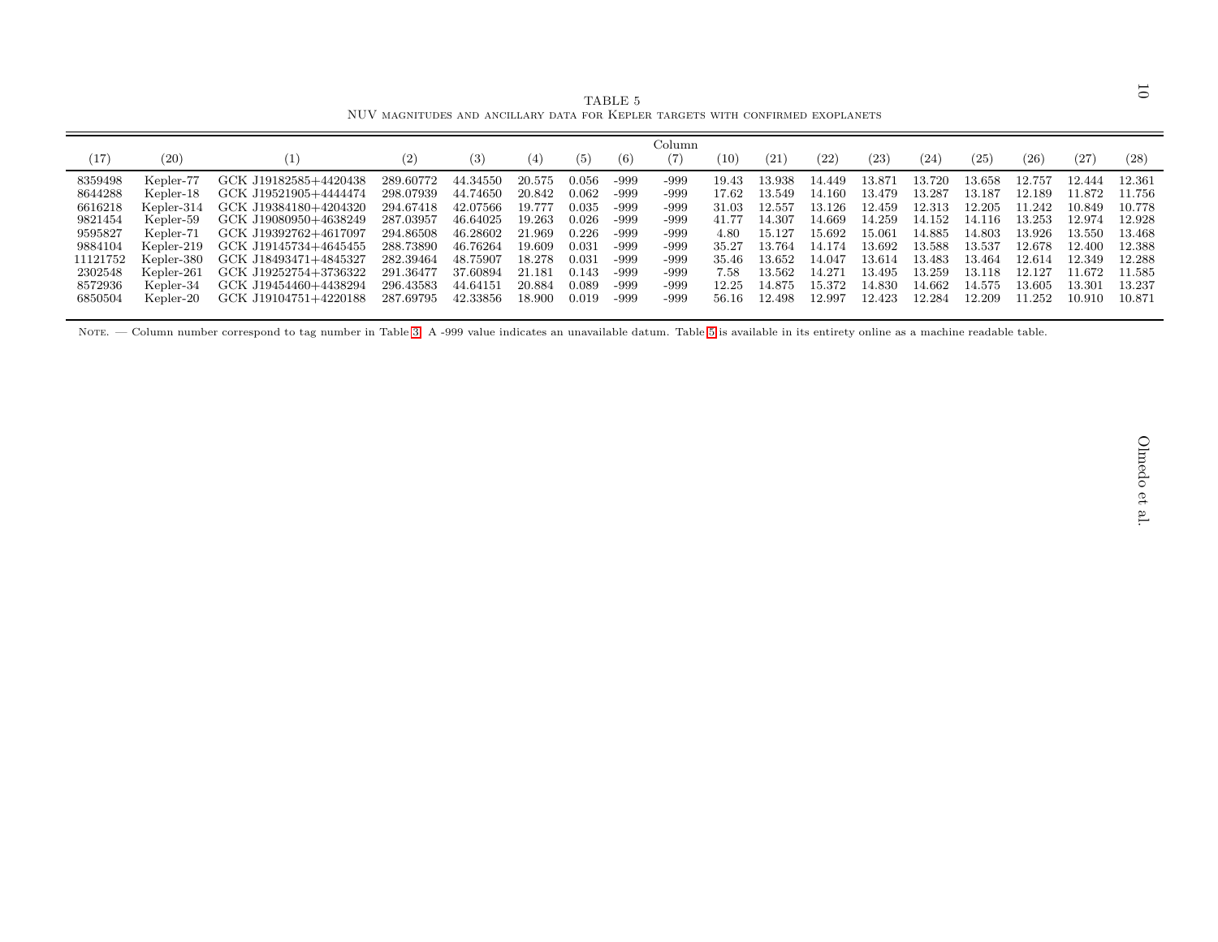TABLE 5
NUV MAGNITUDES AND ANCILLARY DATA FOR KEPLER TARGETS WITH CONFIRMED EXOPLANETS

| Column | | | | | | | | | | | | | | | | | |
|---|---|---|---|---|---|---|---|---|---|---|---|---|---|---|---|---|---|
| (17) | (20) | (1) | (2) | (3) | (4) | (5) | (6) | (7) | (10) | (21) | (22) | (23) | (24) | (25) | (26) | (27) | (28) |
| 8359498 | Kepler-77 | GCK J19182585+4420438 | 289.60772 | 44.34550 | 20.575 | 0.056 | -999 | -999 | 19.43 | 13.938 | 14.449 | 13.871 | 13.720 | 13.658 | 12.757 | 12.444 | 12.361 |
| 8644288 | Kepler-18 | GCK J19521905+4444474 | 298.07939 | 44.74650 | 20.842 | 0.062 | -999 | -999 | 17.62 | 13.549 | 14.160 | 13.479 | 13.287 | 13.187 | 12.189 | 11.872 | 11.756 |
| 6616218 | Kepler-314 | GCK J19384180+4204320 | 294.67418 | 42.07566 | 19.777 | 0.035 | -999 | -999 | 31.03 | 12.557 | 13.126 | 12.459 | 12.313 | 12.205 | 11.242 | 10.849 | 10.778 |
| 9821454 | Kepler-59 | GCK J19080950+4638249 | 287.03957 | 46.64025 | 19.263 | 0.026 | -999 | -999 | 41.77 | 14.307 | 14.669 | 14.259 | 14.152 | 14.116 | 13.253 | 12.974 | 12.928 |
| 9595827 | Kepler-71 | GCK J19392762+4617097 | 294.86508 | 46.28602 | 21.969 | 0.226 | -999 | -999 | 4.80 | 15.127 | 15.692 | 15.061 | 14.885 | 14.803 | 13.926 | 13.550 | 13.468 |
| 9884104 | Kepler-219 | GCK J19145734+4645455 | 288.73890 | 46.76264 | 19.609 | 0.031 | -999 | -999 | 35.27 | 13.764 | 14.174 | 13.692 | 13.588 | 13.537 | 12.678 | 12.400 | 12.388 |
| 11121752 | Kepler-380 | GCK J18493471+4845327 | 282.39464 | 48.75907 | 18.278 | 0.031 | -999 | -999 | 35.46 | 13.652 | 14.047 | 13.614 | 13.483 | 13.464 | 12.614 | 12.349 | 12.288 |
| 2302548 | Kepler-261 | GCK J19252754+3736322 | 291.36477 | 37.60894 | 21.181 | 0.143 | -999 | -999 | 7.58 | 13.562 | 14.271 | 13.495 | 13.259 | 13.118 | 12.127 | 11.672 | 11.585 |
| 8572936 | Kepler-34 | GCK J19454460+4438294 | 296.43583 | 44.64151 | 20.884 | 0.089 | -999 | -999 | 12.25 | 14.875 | 15.372 | 14.830 | 14.662 | 14.575 | 13.605 | 13.301 | 13.237 |
| 6850504 | Kepler-20 | GCK J19104751+4220188 | 287.69795 | 42.33856 | 18.900 | 0.019 | -999 | -999 | 56.16 | 12.498 | 12.997 | 12.423 | 12.284 | 12.209 | 11.252 | 10.910 | 10.871 |

NOTE. — Column number correspond to tag number in Table 3. A -999 value indicates an unavailable datum. Table 5 is available in its entirety online as a machine readable table.